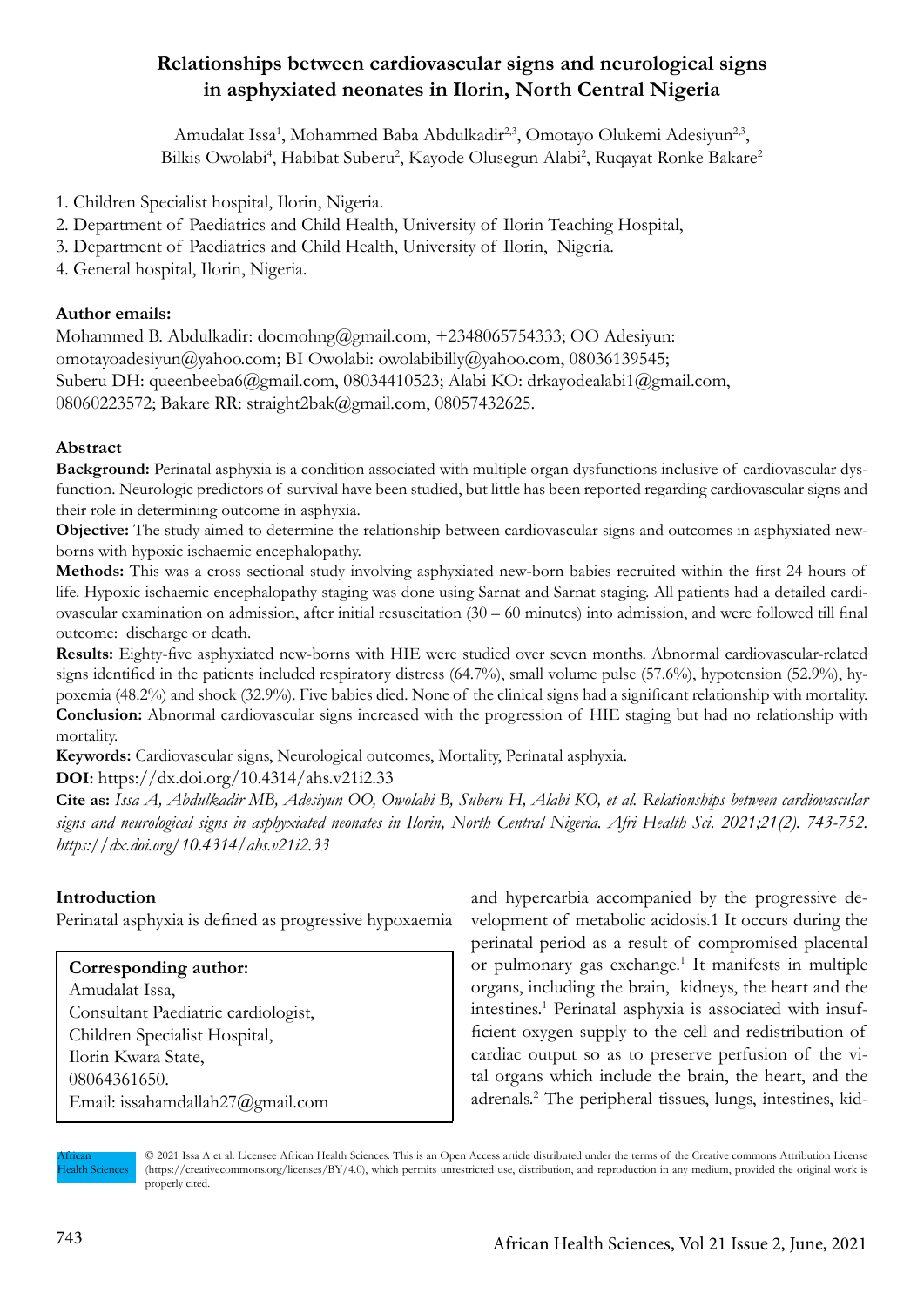# Relationships between cardiovascular signs and neurological signs in asphyxiated neonates in Ilorin, North Central Nigeria

Amudalat Issa[1], Mohammed Baba Abdulkadir[2,3], Omotayo Olukemi Adesiyun[2,3], Bilkis Owolabi[4], Habibat Suberu[2], Kayode Olusegun Alabi[2], Ruqayat Ronke Bakare[2]

1. Children Specialist hospital, Ilorin, Nigeria.
2. Department of Paediatrics and Child Health, University of Ilorin Teaching Hospital,
3. Department of Paediatrics and Child Health, University of Ilorin, Nigeria.
4. General hospital, Ilorin, Nigeria.

**Author emails:**

Mohammed B. Abdulkadir: docmohng@gmail.com, +2348065754333; OO Adesiyun: omotayoadesiyun@yahoo.com; BI Owolabi: owolabibilly@yahoo.com, 08036139545; Suberu DH: queenbeeba6@gmail.com, 08034410523; Alabi KO: drkayodealabi1@gmail.com, 08060223572; Bakare RR: straight2bak@gmail.com, 08057432625.

## Abstract

**Background:** Perinatal asphyxia is a condition associated with multiple organ dysfunctions inclusive of cardiovascular dysfunction. Neurologic predictors of survival have been studied, but little has been reported regarding cardiovascular signs and their role in determining outcome in asphyxia.

**Objective:** The study aimed to determine the relationship between cardiovascular signs and outcomes in asphyxiated newborns with hypoxic ischaemic encephalopathy.

**Methods:** This was a cross sectional study involving asphyxiated new-born babies recruited within the first 24 hours of life. Hypoxic ischaemic encephalopathy staging was done using Sarnat and Sarnat staging. All patients had a detailed cardiovascular examination on admission, after initial resuscitation (30 – 60 minutes) into admission, and were followed till final outcome: discharge or death.

**Results:** Eighty-five asphyxiated new-borns with HIE were studied over seven months. Abnormal cardiovascular-related signs identified in the patients included respiratory distress (64.7%), small volume pulse (57.6%), hypotension (52.9%), hypoxemia (48.2%) and shock (32.9%). Five babies died. None of the clinical signs had a significant relationship with mortality.

**Conclusion:** Abnormal cardiovascular signs increased with the progression of HIE staging but had no relationship with mortality.

**Keywords:** Cardiovascular signs, Neurological outcomes, Mortality, Perinatal asphyxia.

**DOI:** https://dx.doi.org/10.4314/ahs.v21i2.33

**Cite as:** *Issa A, Abdulkadir MB, Adesiyun OO, Owolabi B, Suberu H, Alabi KO, et al. Relationships between cardiovascular signs and neurological signs in asphyxiated neonates in Ilorin, North Central Nigeria. Afri Health Sci. 2021;21(2). 743-752. https://dx.doi.org/10.4314/ahs.v21i2.33*

## Introduction

Perinatal asphyxia is defined as progressive hypoxaemia and hypercarbia accompanied by the progressive development of metabolic acidosis.1 It occurs during the perinatal period as a result of compromised placental or pulmonary gas exchange.[1] It manifests in multiple organs, including the brain, kidneys, the heart and the intestines.[1] Perinatal asphyxia is associated with insufficient oxygen supply to the cell and redistribution of cardiac output so as to preserve perfusion of the vital organs which include the brain, the heart, and the adrenals.[2] The peripheral tissues, lungs, intestines, kid-

**Corresponding author:**
Amudalat Issa,
Consultant Paediatric cardiologist,
Children Specialist Hospital,
Ilorin Kwara State,
08064361650.
Email: issahamdallah27@gmail.com

© 2021 Issa A et al. Licensee African Health Sciences. This is an Open Access article distributed under the terms of the Creative commons Attribution License (https://creativecommons.org/licenses/BY/4.0), which permits unrestricted use, distribution, and reproduction in any medium, provided the original work is properly cited.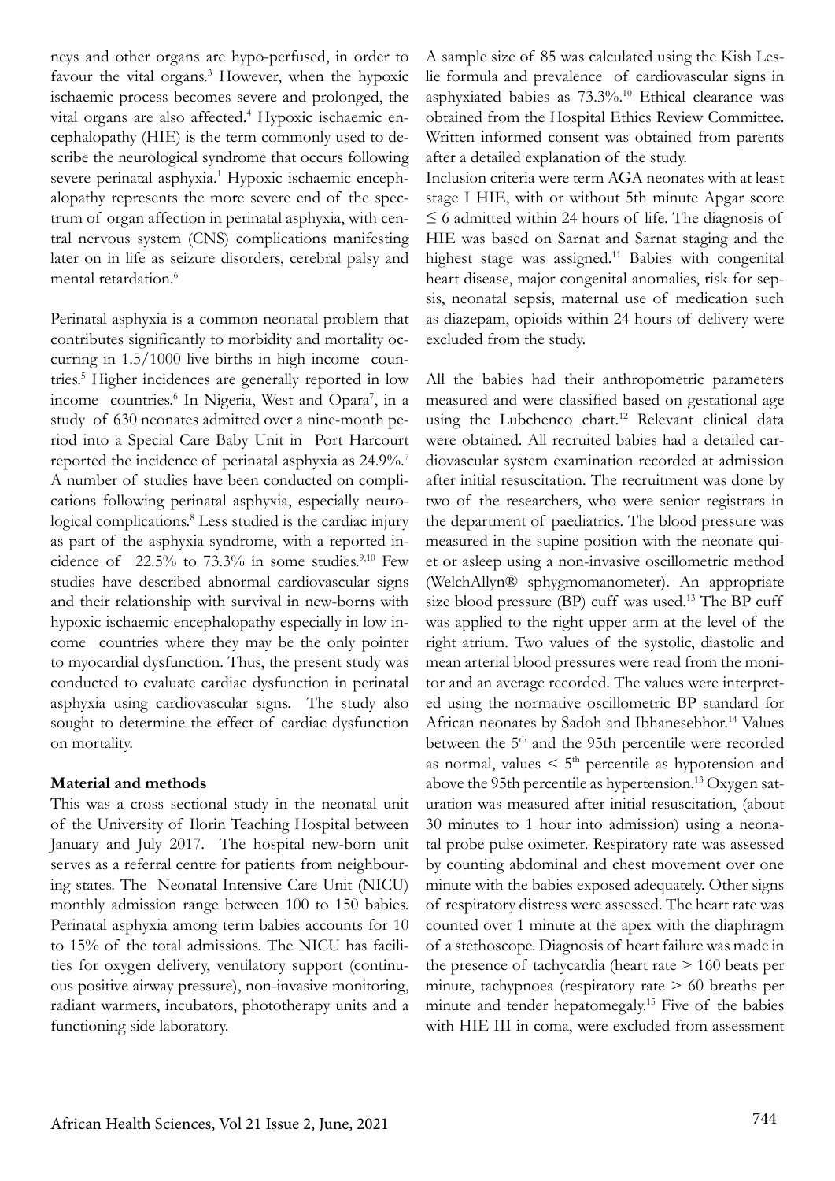neys and other organs are hypo-perfused, in order to favour the vital organs.[3] However, when the hypoxic ischaemic process becomes severe and prolonged, the vital organs are also affected.[4] Hypoxic ischaemic encephalopathy (HIE) is the term commonly used to describe the neurological syndrome that occurs following severe perinatal asphyxia.[1] Hypoxic ischaemic encephalopathy represents the more severe end of the spectrum of organ affection in perinatal asphyxia, with central nervous system (CNS) complications manifesting later on in life as seizure disorders, cerebral palsy and mental retardation.[6]

Perinatal asphyxia is a common neonatal problem that contributes significantly to morbidity and mortality occurring in 1.5/1000 live births in high income countries.[5] Higher incidences are generally reported in low income countries.[6] In Nigeria, West and Opara[7], in a study of 630 neonates admitted over a nine-month period into a Special Care Baby Unit in Port Harcourt reported the incidence of perinatal asphyxia as 24.9%.[7] A number of studies have been conducted on complications following perinatal asphyxia, especially neurological complications.[8] Less studied is the cardiac injury as part of the asphyxia syndrome, with a reported incidence of 22.5% to 73.3% in some studies.[9,10] Few studies have described abnormal cardiovascular signs and their relationship with survival in new-borns with hypoxic ischaemic encephalopathy especially in low income countries where they may be the only pointer to myocardial dysfunction. Thus, the present study was conducted to evaluate cardiac dysfunction in perinatal asphyxia using cardiovascular signs. The study also sought to determine the effect of cardiac dysfunction on mortality.

## Material and methods

This was a cross sectional study in the neonatal unit of the University of Ilorin Teaching Hospital between January and July 2017. The hospital new-born unit serves as a referral centre for patients from neighbouring states. The Neonatal Intensive Care Unit (NICU) monthly admission range between 100 to 150 babies. Perinatal asphyxia among term babies accounts for 10 to 15% of the total admissions. The NICU has facilities for oxygen delivery, ventilatory support (continuous positive airway pressure), non-invasive monitoring, radiant warmers, incubators, phototherapy units and a functioning side laboratory.

A sample size of 85 was calculated using the Kish Leslie formula and prevalence of cardiovascular signs in asphyxiated babies as 73.3%.[10] Ethical clearance was obtained from the Hospital Ethics Review Committee. Written informed consent was obtained from parents after a detailed explanation of the study.

Inclusion criteria were term AGA neonates with at least stage I HIE, with or without 5th minute Apgar score ≤ 6 admitted within 24 hours of life. The diagnosis of HIE was based on Sarnat and Sarnat staging and the highest stage was assigned.[11] Babies with congenital heart disease, major congenital anomalies, risk for sepsis, neonatal sepsis, maternal use of medication such as diazepam, opioids within 24 hours of delivery were excluded from the study.

All the babies had their anthropometric parameters measured and were classified based on gestational age using the Lubchenco chart.[12] Relevant clinical data were obtained. All recruited babies had a detailed cardiovascular system examination recorded at admission after initial resuscitation. The recruitment was done by two of the researchers, who were senior registrars in the department of paediatrics. The blood pressure was measured in the supine position with the neonate quiet or asleep using a non-invasive oscillometric method (WelchAllyn® sphygmomanometer). An appropriate size blood pressure (BP) cuff was used.[13] The BP cuff was applied to the right upper arm at the level of the right atrium. Two values of the systolic, diastolic and mean arterial blood pressures were read from the monitor and an average recorded. The values were interpreted using the normative oscillometric BP standard for African neonates by Sadoh and Ibhanesebhor.[14] Values between the 5th and the 95th percentile were recorded as normal, values < 5th percentile as hypotension and above the 95th percentile as hypertension.[13] Oxygen saturation was measured after initial resuscitation, (about 30 minutes to 1 hour into admission) using a neonatal probe pulse oximeter. Respiratory rate was assessed by counting abdominal and chest movement over one minute with the babies exposed adequately. Other signs of respiratory distress were assessed. The heart rate was counted over 1 minute at the apex with the diaphragm of a stethoscope. Diagnosis of heart failure was made in the presence of tachycardia (heart rate > 160 beats per minute, tachypnoea (respiratory rate > 60 breaths per minute and tender hepatomegaly.[15] Five of the babies with HIE III in coma, were excluded from assessment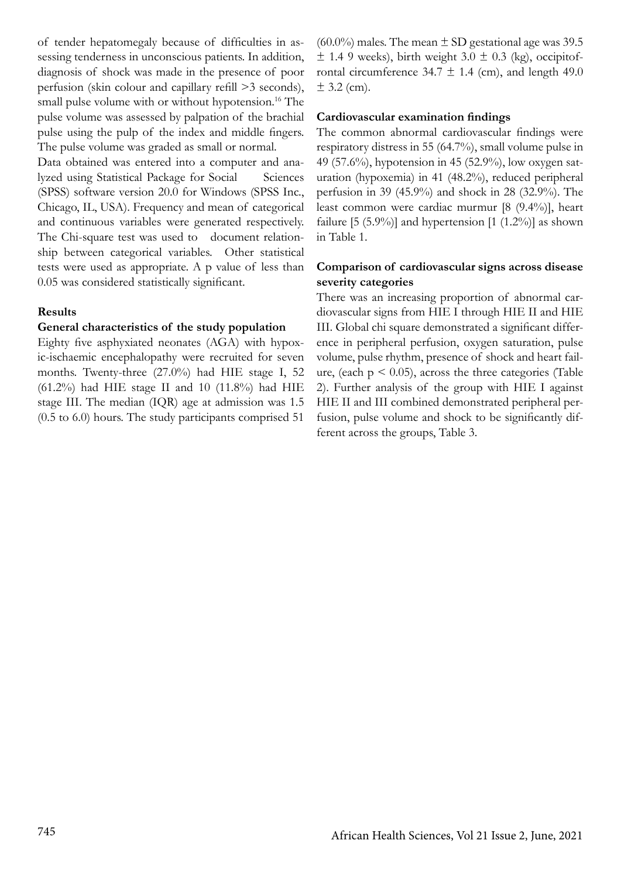of tender hepatomegaly because of difficulties in assessing tenderness in unconscious patients. In addition, diagnosis of shock was made in the presence of poor perfusion (skin colour and capillary refill >3 seconds), small pulse volume with or without hypotension.[16] The pulse volume was assessed by palpation of the brachial pulse using the pulp of the index and middle fingers. The pulse volume was graded as small or normal.

Data obtained was entered into a computer and analyzed using Statistical Package for Social Sciences (SPSS) software version 20.0 for Windows (SPSS Inc., Chicago, IL, USA). Frequency and mean of categorical and continuous variables were generated respectively. The Chi-square test was used to document relationship between categorical variables. Other statistical tests were used as appropriate. A p value of less than 0.05 was considered statistically significant.

## Results

### General characteristics of the study population

Eighty five asphyxiated neonates (AGA) with hypoxic-ischaemic encephalopathy were recruited for seven months. Twenty-three (27.0%) had HIE stage I, 52 (61.2%) had HIE stage II and 10 (11.8%) had HIE stage III. The median (IQR) age at admission was 1.5 (0.5 to 6.0) hours. The study participants comprised 51 (60.0%) males. The mean ± SD gestational age was 39.5 ± 1.4 9 weeks), birth weight 3.0 ± 0.3 (kg), occipitofrontal circumference 34.7 ± 1.4 (cm), and length 49.0 ± 3.2 (cm).

### Cardiovascular examination findings

The common abnormal cardiovascular findings were respiratory distress in 55 (64.7%), small volume pulse in 49 (57.6%), hypotension in 45 (52.9%), low oxygen saturation (hypoxemia) in 41 (48.2%), reduced peripheral perfusion in 39 (45.9%) and shock in 28 (32.9%). The least common were cardiac murmur [8 (9.4%)], heart failure [5 (5.9%)] and hypertension [1 (1.2%)] as shown in Table 1.

### Comparison of cardiovascular signs across disease severity categories

There was an increasing proportion of abnormal cardiovascular signs from HIE I through HIE II and HIE III. Global chi square demonstrated a significant difference in peripheral perfusion, oxygen saturation, pulse volume, pulse rhythm, presence of shock and heart failure, (each $p < 0.05$), across the three categories (Table 2). Further analysis of the group with HIE I against HIE II and III combined demonstrated peripheral perfusion, pulse volume and shock to be significantly different across the groups, Table 3.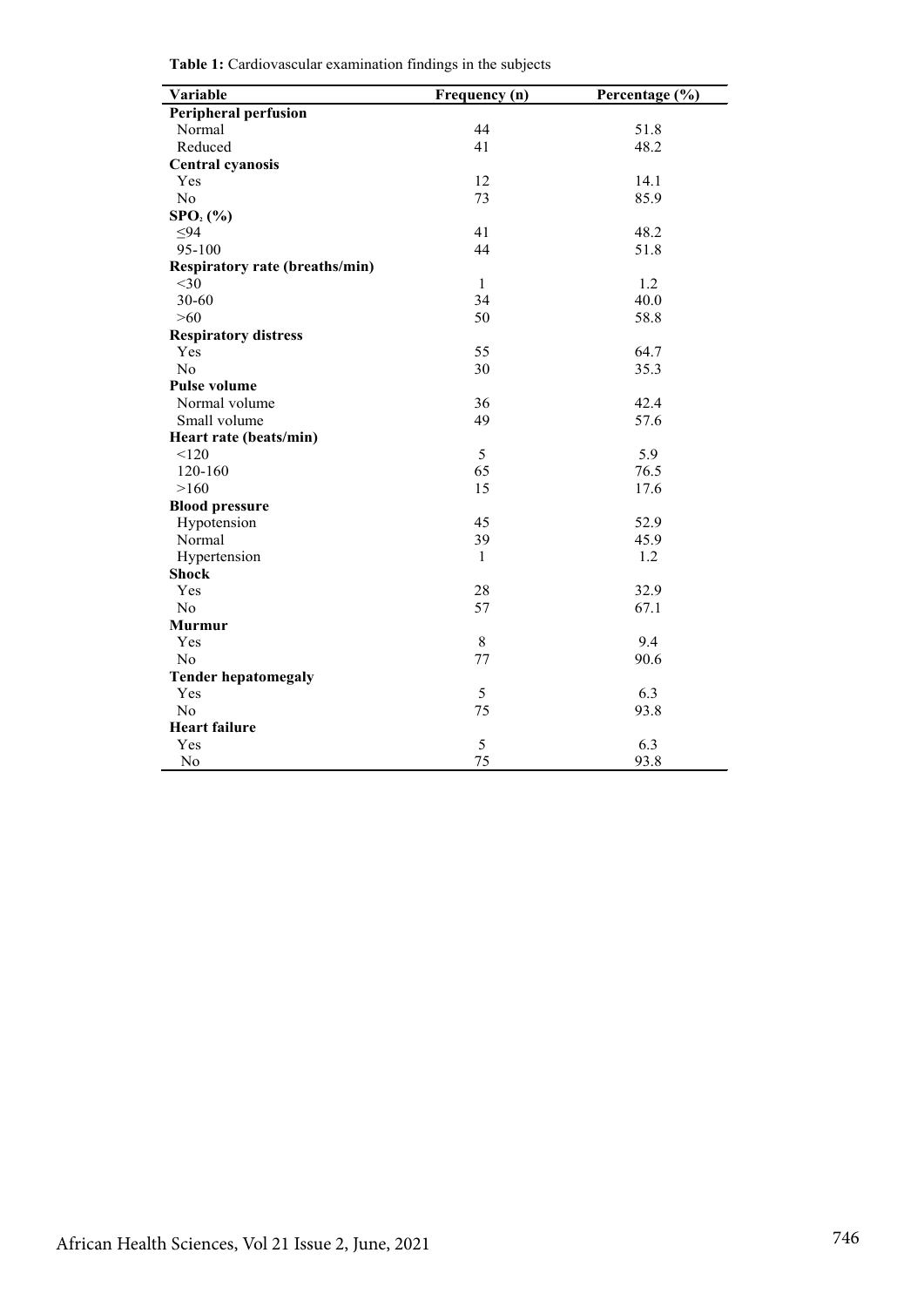**Table 1:** Cardiovascular examination findings in the subjects

| Variable | Frequency (n) | Percentage (%) |
|---|---|---|
| **Peripheral perfusion** | | |
| Normal | 44 | 51.8 |
| Reduced | 41 | 48.2 |
| **Central cyanosis** | | |
| Yes | 12 | 14.1 |
| No | 73 | 85.9 |
| **$SPO_2$ (%)** | | |
| ≤94 | 41 | 48.2 |
| 95-100 | 44 | 51.8 |
| **Respiratory rate (breaths/min)** | | |
| <30 | 1 | 1.2 |
| 30-60 | 34 | 40.0 |
| >60 | 50 | 58.8 |
| **Respiratory distress** | | |
| Yes | 55 | 64.7 |
| No | 30 | 35.3 |
| **Pulse volume** | | |
| Normal volume | 36 | 42.4 |
| Small volume | 49 | 57.6 |
| **Heart rate (beats/min)** | | |
| <120 | 5 | 5.9 |
| 120-160 | 65 | 76.5 |
| >160 | 15 | 17.6 |
| **Blood pressure** | | |
| Hypotension | 45 | 52.9 |
| Normal | 39 | 45.9 |
| Hypertension | 1 | 1.2 |
| **Shock** | | |
| Yes | 28 | 32.9 |
| No | 57 | 67.1 |
| **Murmur** | | |
| Yes | 8 | 9.4 |
| No | 77 | 90.6 |
| **Tender hepatomegaly** | | |
| Yes | 5 | 6.3 |
| No | 75 | 93.8 |
| **Heart failure** | | |
| Yes | 5 | 6.3 |
| No | 75 | 93.8 |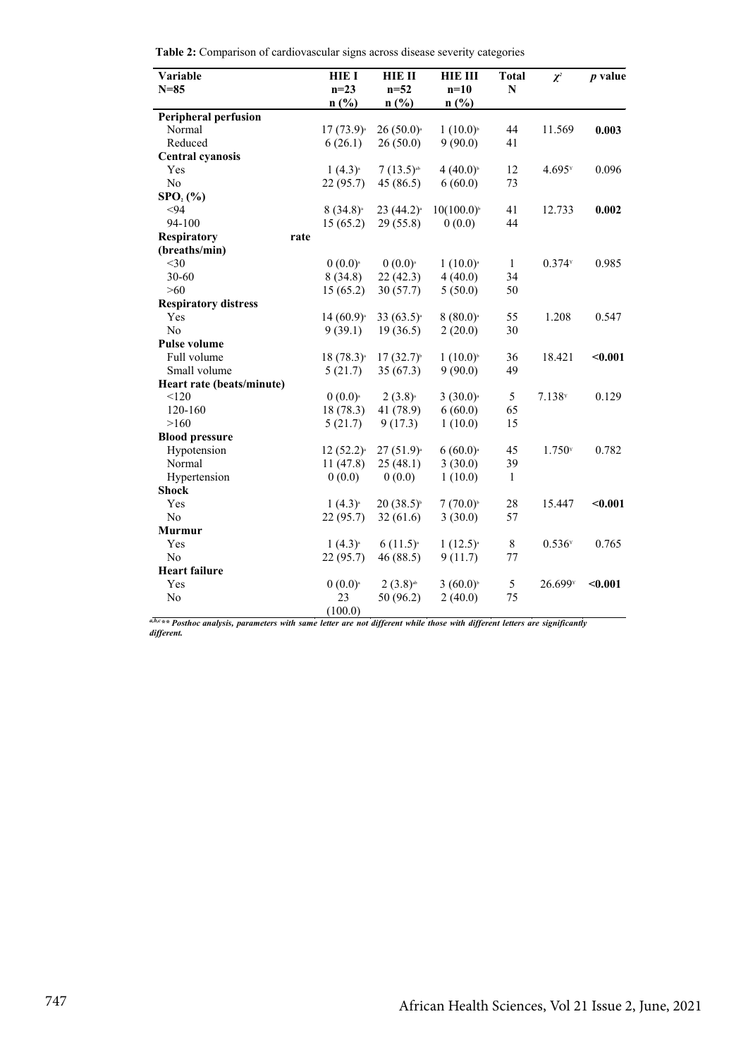**Table 2:** Comparison of cardiovascular signs across disease severity categories

| Variable<br>N=85 | HIE I<br>n=23<br>n (%) | HIE II<br>n=52<br>n (%) | HIE III<br>n=10<br>n (%) | Total<br>N | $\chi^2$ | *p* value |
|---|---|---|---|---|---|---|
| **Peripheral perfusion** | | | | | | |
| Normal | 17 (73.9)[a] | 26 (50.0)[a] | 1 (10.0)[b] | 44 | 11.569 | **0.003** |
| Reduced | 6 (26.1) | 26 (50.0) | 9 (90.0) | 41 | | |
| **Central cyanosis** | | | | | | |
| Yes | 1 (4.3)[a] | 7 (13.5)[ab] | 4 (40.0)[b] | 12 | 4.695[Y] | 0.096 |
| No | 22 (95.7) | 45 (86.5) | 6 (60.0) | 73 | | |
| **$SPO_2$ (%)** | | | | | | |
| <94 | 8 (34.8)[a] | 23 (44.2)[a] | 10(100.0)[b] | 41 | 12.733 | **0.002** |
| 94-100 | 15 (65.2) | 29 (55.8) | 0 (0.0) | 44 | | |
| **Respiratory rate (breaths/min)** | | | | | | |
| <30 | 0 (0.0)[a] | 0 (0.0)[a] | 1 (10.0)[a] | 1 | 0.374[Y] | 0.985 |
| 30-60 | 8 (34.8) | 22 (42.3) | 4 (40.0) | 34 | | |
| >60 | 15 (65.2) | 30 (57.7) | 5 (50.0) | 50 | | |
| **Respiratory distress** | | | | | | |
| Yes | 14 (60.9)[a] | 33 (63.5)[a] | 8 (80.0)[a] | 55 | 1.208 | 0.547 |
| No | 9 (39.1) | 19 (36.5) | 2 (20.0) | 30 | | |
| **Pulse volume** | | | | | | |
| Full volume | 18 (78.3)[a] | 17 (32.7)[b] | 1 (10.0)[b] | 36 | 18.421 | **<0.001** |
| Small volume | 5 (21.7) | 35 (67.3) | 9 (90.0) | 49 | | |
| **Heart rate (beats/minute)** | | | | | | |
| <120 | 0 (0.0)[a] | 2 (3.8)[a] | 3 (30.0)[a] | 5 | 7.138[Y] | 0.129 |
| 120-160 | 18 (78.3) | 41 (78.9) | 6 (60.0) | 65 | | |
| >160 | 5 (21.7) | 9 (17.3) | 1 (10.0) | 15 | | |
| **Blood pressure** | | | | | | |
| Hypotension | 12 (52.2)[a] | 27 (51.9)[a] | 6 (60.0)[a] | 45 | 1.750[Y] | 0.782 |
| Normal | 11 (47.8) | 25 (48.1) | 3 (30.0) | 39 | | |
| Hypertension | 0 (0.0) | 0 (0.0) | 1 (10.0) | 1 | | |
| **Shock** | | | | | | |
| Yes | 1 (4.3)[a] | 20 (38.5)[b] | 7 (70.0)[b] | 28 | 15.447 | **<0.001** |
| No | 22 (95.7) | 32 (61.6) | 3 (30.0) | 57 | | |
| **Murmur** | | | | | | |
| Yes | 1 (4.3)[a] | 6 (11.5)[a] | 1 (12.5)[a] | 8 | 0.536[Y] | 0.765 |
| No | 22 (95.7) | 46 (88.5) | 9 (11.7) | 77 | | |
| **Heart failure** | | | | | | |
| Yes | 0 (0.0)[a] | 2 (3.8)[ab] | 3 (60.0)[b] | 5 | 26.699[Y] | **<0.001** |
| No | 23 (100.0) | 50 (96.2) | 2 (40.0) | 75 | | |

*[a,b,c]\*\* Posthoc analysis, parameters with same letter are not different while those with different letters are significantly different.*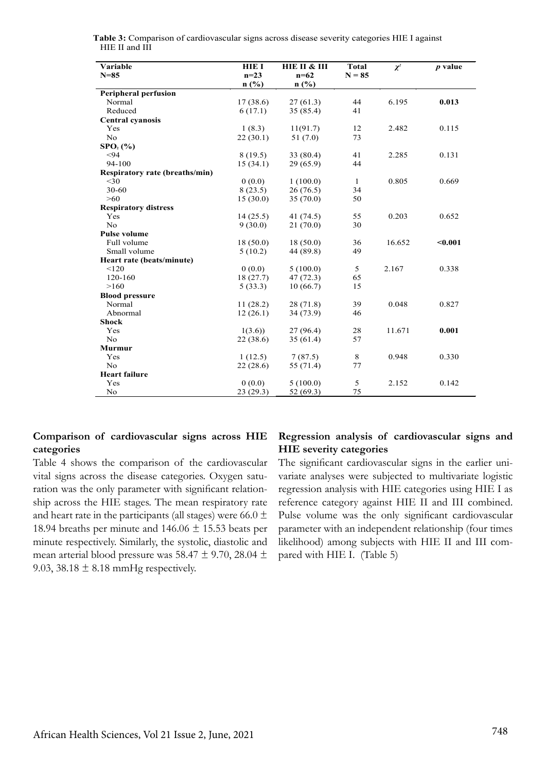**Table 3:** Comparison of cardiovascular signs across disease severity categories HIE I against HIE II and III

| Variable N=85 | HIE I n=23 n (%) | HIE II & III n=62 n (%) | Total N = 85 | $\chi^2$ | *p* value |
|---|---|---|---|---|---|
| **Peripheral perfusion** | | | | | |
| Normal | 17 (38.6) | 27 (61.3) | 44 | 6.195 | **0.013** |
| Reduced | 6 (17.1) | 35 (85.4) | 41 | | |
| **Central cyanosis** | | | | | |
| Yes | 1 (8.3) | 11(91.7) | 12 | 2.482 | 0.115 |
| No | 22 (30.1) | 51 (7.0) | 73 | | |
| **$SPO_2$ (%)** | | | | | |
| <94 | 8 (19.5) | 33 (80.4) | 41 | 2.285 | 0.131 |
| 94-100 | 15 (34.1) | 29 (65.9) | 44 | | |
| **Respiratory rate (breaths/min)** | | | | | |
| <30 | 0 (0.0) | 1 (100.0) | 1 | 0.805 | 0.669 |
| 30-60 | 8 (23.5) | 26 (76.5) | 34 | | |
| >60 | 15 (30.0) | 35 (70.0) | 50 | | |
| **Respiratory distress** | | | | | |
| Yes | 14 (25.5) | 41 (74.5) | 55 | 0.203 | 0.652 |
| No | 9 (30.0) | 21 (70.0) | 30 | | |
| **Pulse volume** | | | | | |
| Full volume | 18 (50.0) | 18 (50.0) | 36 | 16.652 | **<0.001** |
| Small volume | 5 (10.2) | 44 (89.8) | 49 | | |
| **Heart rate (beats/minute)** | | | | | |
| <120 | 0 (0.0) | 5 (100.0) | 5 | 2.167 | 0.338 |
| 120-160 | 18 (27.7) | 47 (72.3) | 65 | | |
| >160 | 5 (33.3) | 10 (66.7) | 15 | | |
| **Blood pressure** | | | | | |
| Normal | 11 (28.2) | 28 (71.8) | 39 | 0.048 | 0.827 |
| Abnormal | 12 (26.1) | 34 (73.9) | 46 | | |
| **Shock** | | | | | |
| Yes | 1(3.6)) | 27 (96.4) | 28 | 11.671 | **0.001** |
| No | 22 (38.6) | 35 (61.4) | 57 | | |
| **Murmur** | | | | | |
| Yes | 1 (12.5) | 7 (87.5) | 8 | 0.948 | 0.330 |
| No | 22 (28.6) | 55 (71.4) | 77 | | |
| **Heart failure** | | | | | |
| Yes | 0 (0.0) | 5 (100.0) | 5 | 2.152 | 0.142 |
| No | 23 (29.3) | 52 (69.3) | 75 | | |

### Comparison of cardiovascular signs across HIE categories

Table 4 shows the comparison of the cardiovascular vital signs across the disease categories. Oxygen saturation was the only parameter with significant relationship across the HIE stages. The mean respiratory rate and heart rate in the participants (all stages) were 66.0 ± 18.94 breaths per minute and 146.06 ± 15.53 beats per minute respectively. Similarly, the systolic, diastolic and mean arterial blood pressure was 58.47 ± 9.70, 28.04 ± 9.03, 38.18 ± 8.18 mmHg respectively.

### Regression analysis of cardiovascular signs and HIE severity categories

The significant cardiovascular signs in the earlier univariate analyses were subjected to multivariate logistic regression analysis with HIE categories using HIE I as reference category against HIE II and III combined. Pulse volume was the only significant cardiovascular parameter with an independent relationship (four times likelihood) among subjects with HIE II and III compared with HIE I. (Table 5)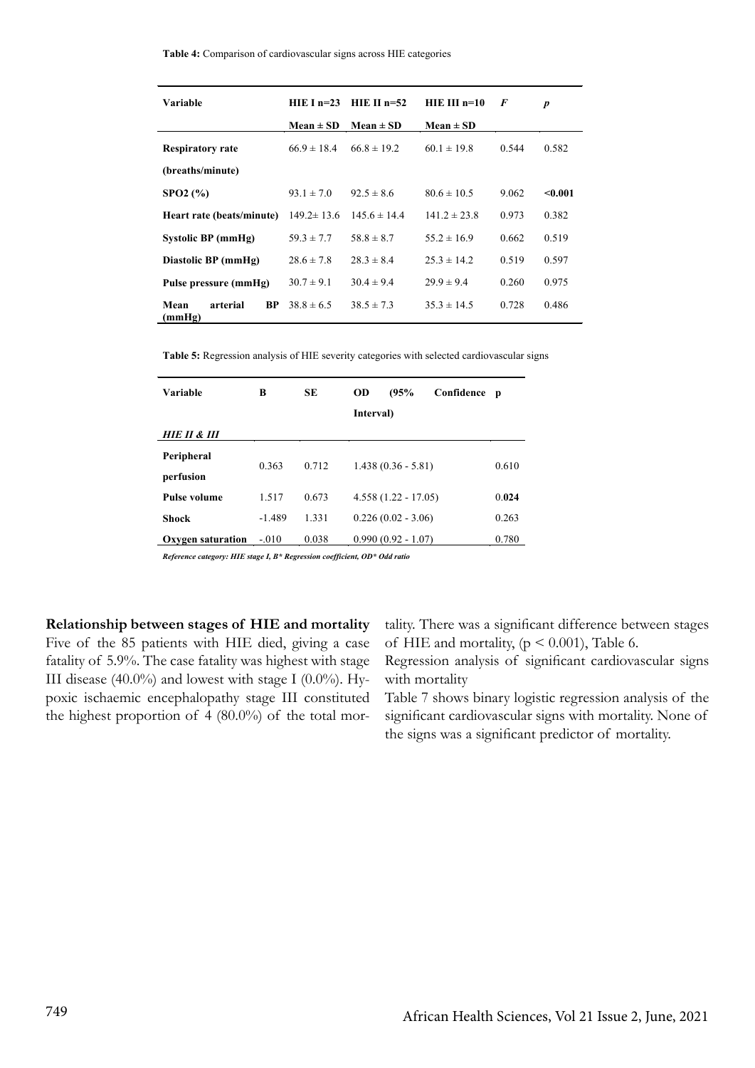**Table 4:** Comparison of cardiovascular signs across HIE categories

| Variable | HIE I n=23 | HIE II n=52 | HIE III n=10 | *F* | *p* |
|---|---|---|---|---|---|
| | Mean ± SD | Mean ± SD | Mean ± SD | | |
| **Respiratory rate (breaths/minute)** | 66.9 ± 18.4 | 66.8 ± 19.2 | 60.1 ± 19.8 | 0.544 | 0.582 |
| **SPO2 (%)** | 93.1 ± 7.0 | 92.5 ± 8.6 | 80.6 ± 10.5 | 9.062 | **<0.001** |
| **Heart rate (beats/minute)** | 149.2± 13.6 | 145.6 ± 14.4 | 141.2 ± 23.8 | 0.973 | 0.382 |
| **Systolic BP (mmHg)** | 59.3 ± 7.7 | 58.8 ± 8.7 | 55.2 ± 16.9 | 0.662 | 0.519 |
| **Diastolic BP (mmHg)** | 28.6 ± 7.8 | 28.3 ± 8.4 | 25.3 ± 14.2 | 0.519 | 0.597 |
| **Pulse pressure (mmHg)** | 30.7 ± 9.1 | 30.4 ± 9.4 | 29.9 ± 9.4 | 0.260 | 0.975 |
| **Mean arterial BP (mmHg)** | 38.8 ± 6.5 | 38.5 ± 7.3 | 35.3 ± 14.5 | 0.728 | 0.486 |

**Table 5:** Regression analysis of HIE severity categories with selected cardiovascular signs

| Variable | B | SE | OD (95% Confidence Interval) | p |
|---|---|---|---|---|
| ***HIE II & III*** | | | | |
| **Peripheral perfusion** | 0.363 | 0.712 | 1.438 (0.36 - 5.81) | 0.610 |
| **Pulse volume** | 1.517 | 0.673 | 4.558 (1.22 - 17.05) | 0.**024** |
| **Shock** | -1.489 | 1.331 | 0.226 (0.02 - 3.06) | 0.263 |
| **Oxygen saturation** | -.010 | 0.038 | 0.990 (0.92 - 1.07) | 0.780 |

***Reference category: HIE stage I, B\* Regression coefficient, OD\* Odd ratio***

**Relationship between stages of HIE and mortality**

Five of the 85 patients with HIE died, giving a case fatality of 5.9%. The case fatality was highest with stage III disease (40.0%) and lowest with stage I (0.0%). Hypoxic ischaemic encephalopathy stage III constituted the highest proportion of 4 (80.0%) of the total mortality. There was a significant difference between stages of HIE and mortality, ($p < 0.001$), Table 6.

Regression analysis of significant cardiovascular signs with mortality

Table 7 shows binary logistic regression analysis of the significant cardiovascular signs with mortality. None of the signs was a significant predictor of mortality.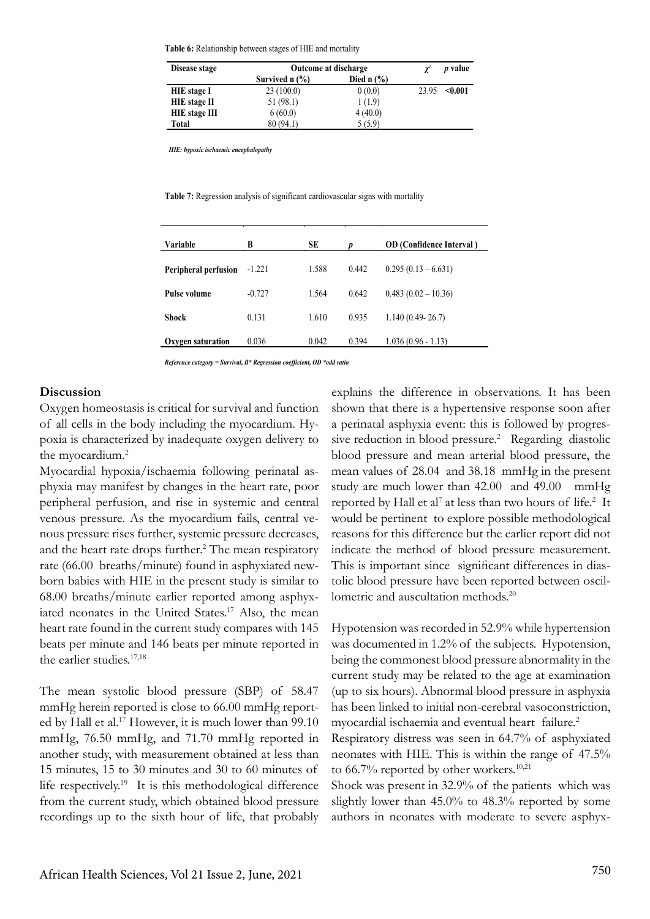**Table 6:** Relationship between stages of HIE and mortality

| Disease stage | Outcome at discharge | | $\chi^2$ | *p* value |
|---|---|---|---|---|
| | Survived n (%) | Died n (%) | | |
| **HIE stage I** | 23 (100.0) | 0 (0.0) | 23.95 | **<0.001** |
| **HIE stage II** | 51 (98.1) | 1 (1.9) | | |
| **HIE stage III** | 6 (60.0) | 4 (40.0) | | |
| **Total** | 80 (94.1) | 5 (5.9) | | |

*HIE: hypoxic ischaemic encephalopathy*

**Table 7:** Regression analysis of significant cardiovascular signs with mortality

| Variable | B | SE | *p* | OD (Confidence Interval ) |
|---|---|---|---|---|
| **Peripheral perfusion** | -1.221 | 1.588 | 0.442 | 0.295 (0.13 – 6.631) |
| **Pulse volume** | -0.727 | 1.564 | 0.642 | 0.483 (0.02 – 10.36) |
| **Shock** | 0.131 | 1.610 | 0.935 | 1.140 (0.49- 26.7) |
| **Oxygen saturation** | 0.036 | 0.042 | 0.394 | 1.036 (0.96 - 1.13) |

*Reference category = Survival, B\* Regression coefficient, OD \*odd ratio*

## Discussion

Oxygen homeostasis is critical for survival and function of all cells in the body including the myocardium. Hypoxia is characterized by inadequate oxygen delivery to the myocardium.[2]

Myocardial hypoxia/ischaemia following perinatal asphyxia may manifest by changes in the heart rate, poor peripheral perfusion, and rise in systemic and central venous pressure. As the myocardium fails, central venous pressure rises further, systemic pressure decreases, and the heart rate drops further.[2] The mean respiratory rate (66.00 breaths/minute) found in asphyxiated newborn babies with HIE in the present study is similar to 68.00 breaths/minute earlier reported among asphyxiated neonates in the United States.[17] Also, the mean heart rate found in the current study compares with 145 beats per minute and 146 beats per minute reported in the earlier studies.[17,18]

The mean systolic blood pressure (SBP) of 58.47 mmHg herein reported is close to 66.00 mmHg reported by Hall et al.[17] However, it is much lower than 99.10 mmHg, 76.50 mmHg, and 71.70 mmHg reported in another study, with measurement obtained at less than 15 minutes, 15 to 30 minutes and 30 to 60 minutes of life respectively.[19] It is this methodological difference from the current study, which obtained blood pressure recordings up to the sixth hour of life, that probably explains the difference in observations. It has been shown that there is a hypertensive response soon after a perinatal asphyxia event: this is followed by progressive reduction in blood pressure.[2] Regarding diastolic blood pressure and mean arterial blood pressure, the mean values of 28.04 and 38.18 mmHg in the present study are much lower than 42.00 and 49.00 mmHg reported by Hall et al[7] at less than two hours of life.[2] It would be pertinent to explore possible methodological reasons for this difference but the earlier report did not indicate the method of blood pressure measurement. This is important since significant differences in diastolic blood pressure have been reported between oscillometric and auscultation methods.[20]

Hypotension was recorded in 52.9% while hypertension was documented in 1.2% of the subjects. Hypotension, being the commonest blood pressure abnormality in the current study may be related to the age at examination (up to six hours). Abnormal blood pressure in asphyxia has been linked to initial non-cerebral vasoconstriction, myocardial ischaemia and eventual heart failure.[2]

Respiratory distress was seen in 64.7% of asphyxiated neonates with HIE. This is within the range of 47.5% to 66.7% reported by other workers.[10,21]

Shock was present in 32.9% of the patients which was slightly lower than 45.0% to 48.3% reported by some authors in neonates with moderate to severe asphyx-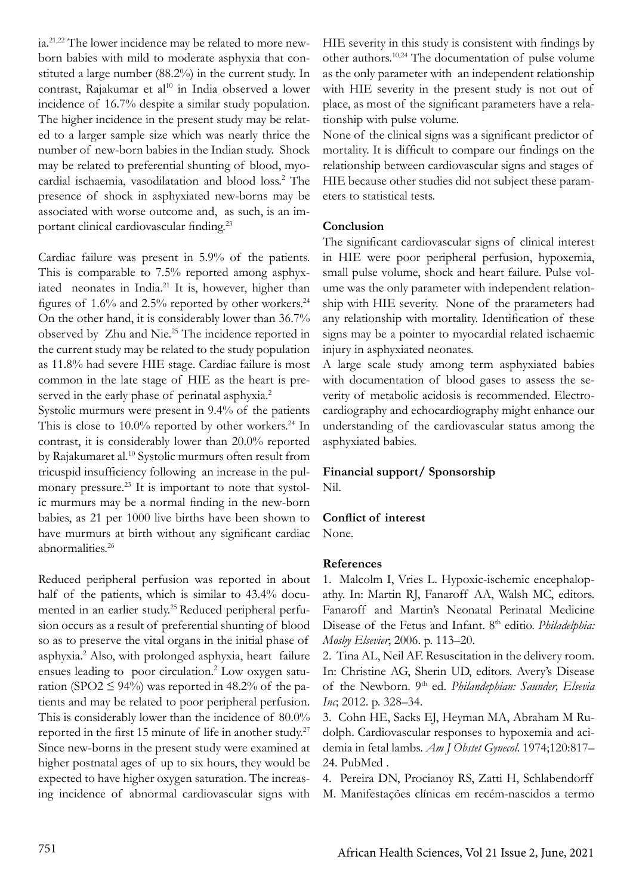ia.[21,22] The lower incidence may be related to more new-born babies with mild to moderate asphyxia that constituted a large number (88.2%) in the current study. In contrast, Rajakumar et al[10] in India observed a lower incidence of 16.7% despite a similar study population. The higher incidence in the present study may be related to a larger sample size which was nearly thrice the number of new-born babies in the Indian study. Shock may be related to preferential shunting of blood, myocardial ischaemia, vasodilatation and blood loss.[2] The presence of shock in asphyxiated new-borns may be associated with worse outcome and, as such, is an important clinical cardiovascular finding.[23]

Cardiac failure was present in 5.9% of the patients. This is comparable to 7.5% reported among asphyxiated neonates in India.[21] It is, however, higher than figures of 1.6% and 2.5% reported by other workers.[24] On the other hand, it is considerably lower than 36.7% observed by Zhu and Nie.[25] The incidence reported in the current study may be related to the study population as 11.8% had severe HIE stage. Cardiac failure is most common in the late stage of HIE as the heart is preserved in the early phase of perinatal asphyxia.[2]

Systolic murmurs were present in 9.4% of the patients This is close to 10.0% reported by other workers.[24] In contrast, it is considerably lower than 20.0% reported by Rajakumaret al.[10] Systolic murmurs often result from tricuspid insufficiency following an increase in the pulmonary pressure.[23] It is important to note that systolic murmurs may be a normal finding in the new-born babies, as 21 per 1000 live births have been shown to have murmurs at birth without any significant cardiac abnormalities.[26]

Reduced peripheral perfusion was reported in about half of the patients, which is similar to 43.4% documented in an earlier study.[25] Reduced peripheral perfusion occurs as a result of preferential shunting of blood so as to preserve the vital organs in the initial phase of asphyxia.[2] Also, with prolonged asphyxia, heart failure ensues leading to poor circulation.[2] Low oxygen saturation ($SPO2 \leq 94\%$) was reported in 48.2% of the patients and may be related to poor peripheral perfusion. This is considerably lower than the incidence of 80.0% reported in the first 15 minute of life in another study.[27] Since new-borns in the present study were examined at higher postnatal ages of up to six hours, they would be expected to have higher oxygen saturation. The increasing incidence of abnormal cardiovascular signs with HIE severity in this study is consistent with findings by other authors.[10,24] The documentation of pulse volume as the only parameter with an independent relationship with HIE severity in the present study is not out of place, as most of the significant parameters have a relationship with pulse volume.

None of the clinical signs was a significant predictor of mortality. It is difficult to compare our findings on the relationship between cardiovascular signs and stages of HIE because other studies did not subject these parameters to statistical tests.

## Conclusion

The significant cardiovascular signs of clinical interest in HIE were poor peripheral perfusion, hypoxemia, small pulse volume, shock and heart failure. Pulse volume was the only parameter with independent relationship with HIE severity. None of the prarameters had any relationship with mortality. Identification of these signs may be a pointer to myocardial related ischaemic injury in asphyxiated neonates.

A large scale study among term asphyxiated babies with documentation of blood gases to assess the severity of metabolic acidosis is recommended. Electrocardiography and echocardiography might enhance our understanding of the cardiovascular status among the asphyxiated babies.

## Financial support/ Sponsorship

Nil.

## Conflict of interest

None.

## References

1. Malcolm I, Vries L. Hypoxic-ischemic encephalopathy. In: Martin RJ, Fanaroff AA, Walsh MC, editors. Fanaroff and Martin's Neonatal Perinatal Medicine Disease of the Fetus and Infant. 8th editio. *Philadelphia: Mosby Elsevier*; 2006. p. 113–20.
2. Tina AL, Neil AF. Resuscitation in the delivery room. In: Christine AG, Sherin UD, editors. Avery's Disease of the Newborn. 9th ed. *Philandephian: Saunder, Elsevia Inc*; 2012. p. 328–34.
3. Cohn HE, Sacks EJ, Heyman MA, Abraham M Rudolph. Cardiovascular responses to hypoxemia and acidemia in fetal lambs. *Am J Obstet Gynecol*. 1974;120:817–24. PubMed .
4. Pereira DN, Procianoy RS, Zatti H, Schlabendorff M. Manifestações clínicas em recém-nascidos a termo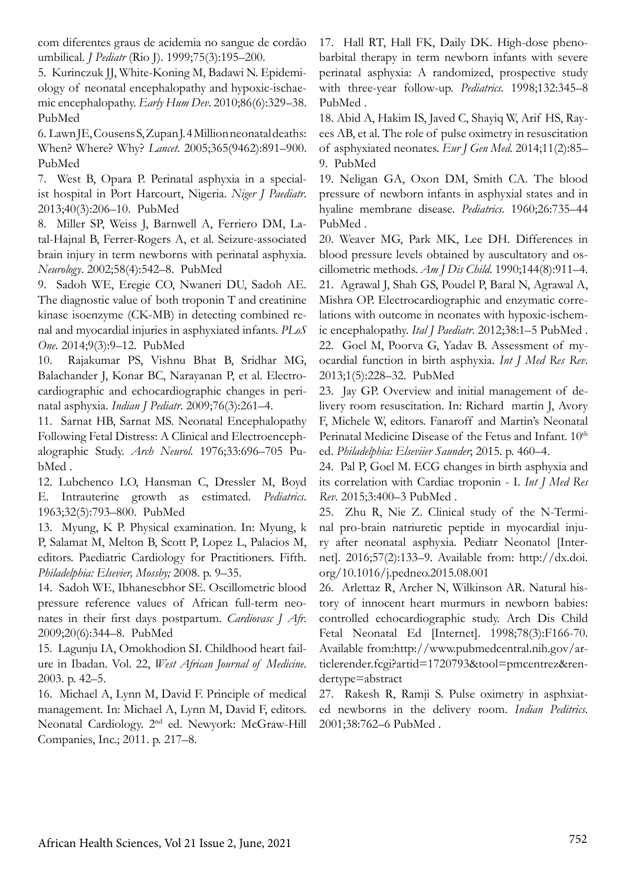com diferentes graus de acidemia no sangue de cordão umbilical. *J Pediatr* (Rio J). 1999;75(3):195–200.

5. Kurinczuk JJ, White-Koning M, Badawi N. Epidemiology of neonatal encephalopathy and hypoxic-ischaemic encephalopathy. *Early Hum Dev*. 2010;86(6):329–38. PubMed

6. Lawn JE, Cousens S, Zupan J. 4 Million neonatal deaths: When? Where? Why? *Lancet*. 2005;365(9462):891–900. PubMed

7. West B, Opara P. Perinatal asphyxia in a specialist hospital in Port Harcourt, Nigeria. *Niger J Paediatr*. 2013;40(3):206–10. PubMed

8. Miller SP, Weiss J, Barnwell A, Ferriero DM, Latal-Hajnal B, Ferrer-Rogers A, et al. Seizure-associated brain injury in term newborns with perinatal asphyxia. *Neurology*. 2002;58(4):542–8. PubMed

9. Sadoh WE, Eregie CO, Nwaneri DU, Sadoh AE. The diagnostic value of both troponin T and creatinine kinase isoenzyme (CK-MB) in detecting combined renal and myocardial injuries in asphyxiated infants. *PLoS One*. 2014;9(3):9–12. PubMed

10. Rajakumar PS, Vishnu Bhat B, Sridhar MG, Balachander J, Konar BC, Narayanan P, et al. Electrocardiographic and echocardiographic changes in perinatal asphyxia. *Indian J Pediatr*. 2009;76(3):261–4.

11. Sarnat HB, Sarnat MS. Neonatal Encephalopathy Following Fetal Distress: A Clinical and Electroencephalographic Study. *Arch Neurol*. 1976;33:696–705 PubMed .

12. Lubchenco LO, Hansman C, Dressler M, Boyd E. Intrauterine growth as estimated. *Pediatrics*. 1963;32(5):793–800. PubMed

13. Myung, K P. Physical examination. In: Myung, k P, Salamat M, Melton B, Scott P, Lopez L, Palacios M, editors. Paediatric Cardiology for Practitioners. Fifth. *Philadelphia: Elsevier, Mossby;* 2008. p. 9–35.

14. Sadoh WE, Ibhanesebhor SE. Oscillometric blood pressure reference values of African full-term neonates in their first days postpartum. *Cardiovasc J Afr*. 2009;20(6):344–8. PubMed

15. Lagunju IA, Omokhodion SI. Childhood heart failure in Ibadan. Vol. 22, *West African Journal of Medicine*. 2003. p. 42–5.

16. Michael A, Lynn M, David F. Principle of medical management. In: Michael A, Lynn M, David F, editors. Neonatal Cardiology. 2nd ed. Newyork: McGraw-Hill Companies, Inc.; 2011. p. 217–8.

17. Hall RT, Hall FK, Daily DK. High-dose phenobarbital therapy in term newborn infants with severe perinatal asphyxia: A randomized, prospective study with three-year follow-up. *Pediatrics*. 1998;132:345–8 PubMed .

18. Abid A, Hakim IS, Javed C, Shayiq W, Arif HS, Rayees AB, et al. The role of pulse oximetry in resuscitation of asphyxiated neonates. *Eur J Gen Med*. 2014;11(2):85–9. PubMed

19. Neligan GA, Oxon DM, Smith CA. The blood pressure of newborn infants in asphyxial states and in hyaline membrane disease. *Pediatrics*. 1960;26:735–44 PubMed .

20. Weaver MG, Park MK, Lee DH. Differences in blood pressure levels obtained by auscultatory and oscillometric methods. *Am J Dis Child*. 1990;144(8):911–4.

21. Agrawal J, Shah GS, Poudel P, Baral N, Agrawal A, Mishra OP. Electrocardiographic and enzymatic correlations with outcome in neonates with hypoxic-ischemic encephalopathy. *Ital J Paediatr*. 2012;38:1–5 PubMed .

22. Goel M, Poorva G, Yadav B. Assessment of myocardial function in birth asphyxia. *Int J Med Res Rev*. 2013;1(5):228–32. PubMed

23. Jay GP. Overview and initial management of delivery room resuscitation. In: Richard martin J, Avory F, Michele W, editors. Fanaroff and Martin's Neonatal Perinatal Medicine Disease of the Fetus and Infant. 10th ed. *Philadelphia: Elseviier Saunder*; 2015. p. 460–4.

24. Pal P, Goel M. ECG changes in birth asphyxia and its correlation with Cardiac troponin - I. *Int J Med Res Rev*. 2015;3:400–3 PubMed .

25. Zhu R, Nie Z. Clinical study of the N-Terminal pro-brain natriuretic peptide in myocardial injury after neonatal asphyxia. Pediatr Neonatol [Internet]. 2016;57(2):133–9. Available from: http://dx.doi.org/10.1016/j.pedneo.2015.08.001

26. Arlettaz R, Archer N, Wilkinson AR. Natural history of innocent heart murmurs in newborn babies: controlled echocardiographic study. Arch Dis Child Fetal Neonatal Ed [Internet]. 1998;78(3):F166-70. Available from:http://www.pubmedcentral.nih.gov/articlerender.fcgi?artid=1720793&tool=pmcentrez&rendertype=abstract

27. Rakesh R, Ramji S. Pulse oximetry in asphxiated newborns in the delivery room. *Indian Peditrics*. 2001;38:762–6 PubMed .